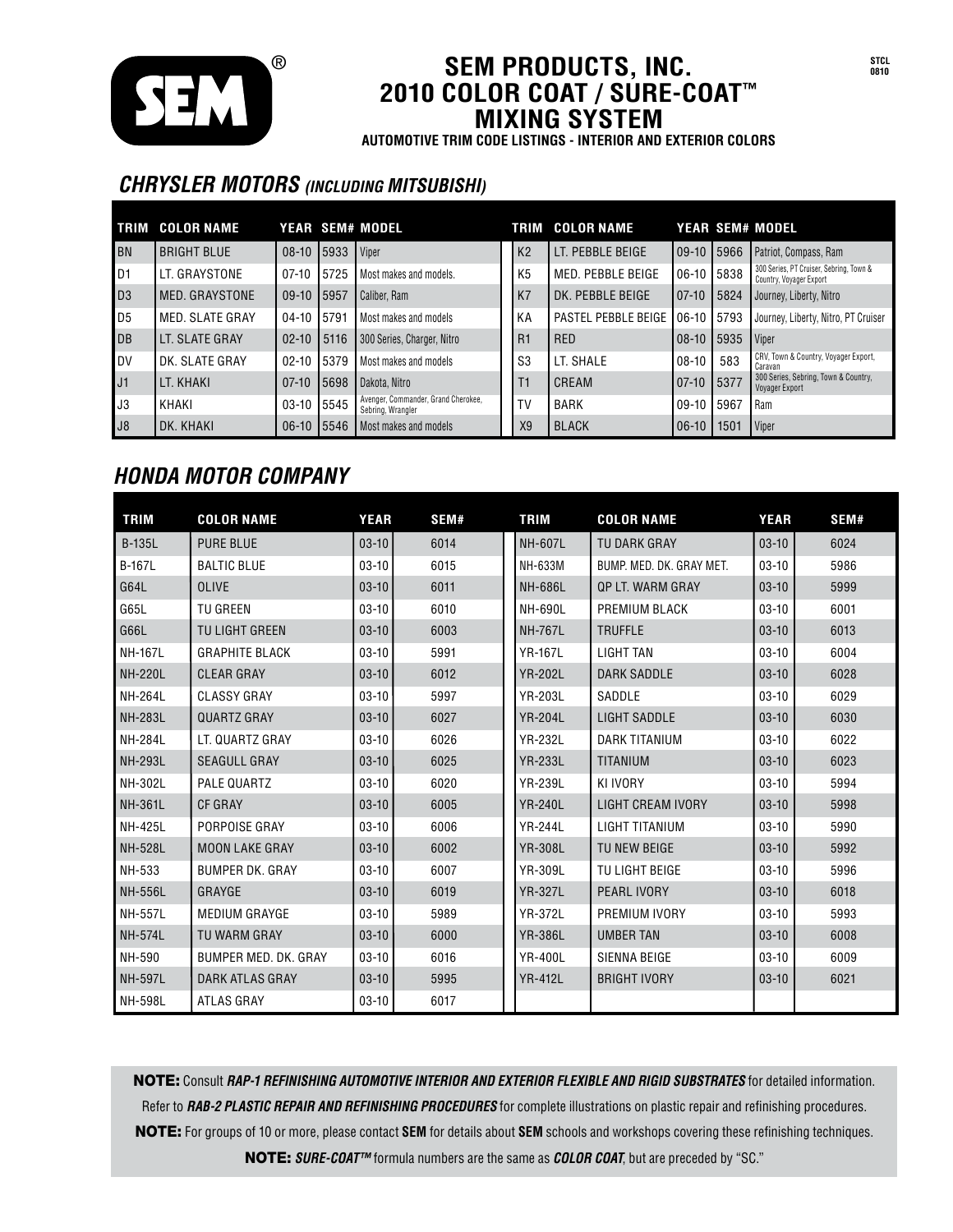# SEM PRODUCTS, INC.
## 2010 COLOR COAT / SURE-COAT™ MIXING SYSTEM
**AUTOMOTIVE TRIM CODE LISTINGS - INTERIOR AND EXTERIOR COLORS**

STCL 0810

## *CHRYSLER MOTORS (INCLUDING MITSUBISHI)*

| TRIM | COLOR NAME | YEAR | SEM# | MODEL | TRIM | COLOR NAME | YEAR | SEM# | MODEL |
|---|---|---|---|---|---|---|---|---|---|
| BN | BRIGHT BLUE | 08-10 | 5933 | Viper | K2 | LT. PEBBLE BEIGE | 09-10 | 5966 | Patriot, Compass, Ram |
| D1 | LT. GRAYSTONE | 07-10 | 5725 | Most makes and models. | K5 | MED. PEBBLE BEIGE | 06-10 | 5838 | 300 Series, PT Cruiser, Sebring, Town & Country, Voyager Export |
| D3 | MED. GRAYSTONE | 09-10 | 5957 | Caliber, Ram | K7 | DK. PEBBLE BEIGE | 07-10 | 5824 | Journey, Liberty, Nitro |
| D5 | MED. SLATE GRAY | 04-10 | 5791 | Most makes and models | KA | PASTEL PEBBLE BEIGE | 06-10 | 5793 | Journey, Liberty, Nitro, PT Cruiser |
| DB | LT. SLATE GRAY | 02-10 | 5116 | 300 Series, Charger, Nitro | R1 | RED | 08-10 | 5935 | Viper |
| DV | DK. SLATE GRAY | 02-10 | 5379 | Most makes and models | S3 | LT. SHALE | 08-10 | 583 | CRV, Town & Country, Voyager Export, Caravan |
| J1 | LT. KHAKI | 07-10 | 5698 | Dakota, Nitro | T1 | CREAM | 07-10 | 5377 | 300 Series, Sebring, Town & Country, Voyager Export |
| J3 | KHAKI | 03-10 | 5545 | Avenger, Commander, Grand Cherokee, Sebring, Wrangler | TV | BARK | 09-10 | 5967 | Ram |
| J8 | DK. KHAKI | 06-10 | 5546 | Most makes and models | X9 | BLACK | 06-10 | 1501 | Viper |

## *HONDA MOTOR COMPANY*

| TRIM | COLOR NAME | YEAR | SEM# | TRIM | COLOR NAME | YEAR | SEM# |
|---|---|---|---|---|---|---|---|
| B-135L | PURE BLUE | 03-10 | 6014 | NH-607L | TU DARK GRAY | 03-10 | 6024 |
| B-167L | BALTIC BLUE | 03-10 | 6015 | NH-633M | BUMP. MED. DK. GRAY MET. | 03-10 | 5986 |
| G64L | OLIVE | 03-10 | 6011 | NH-686L | QP LT. WARM GRAY | 03-10 | 5999 |
| G65L | TU GREEN | 03-10 | 6010 | NH-690L | PREMIUM BLACK | 03-10 | 6001 |
| G66L | TU LIGHT GREEN | 03-10 | 6003 | NH-767L | TRUFFLE | 03-10 | 6013 |
| NH-167L | GRAPHITE BLACK | 03-10 | 5991 | YR-167L | LIGHT TAN | 03-10 | 6004 |
| NH-220L | CLEAR GRAY | 03-10 | 6012 | YR-202L | DARK SADDLE | 03-10 | 6028 |
| NH-264L | CLASSY GRAY | 03-10 | 5997 | YR-203L | SADDLE | 03-10 | 6029 |
| NH-283L | QUARTZ GRAY | 03-10 | 6027 | YR-204L | LIGHT SADDLE | 03-10 | 6030 |
| NH-284L | LT. QUARTZ GRAY | 03-10 | 6026 | YR-232L | DARK TITANIUM | 03-10 | 6022 |
| NH-293L | SEAGULL GRAY | 03-10 | 6025 | YR-233L | TITANIUM | 03-10 | 6023 |
| NH-302L | PALE QUARTZ | 03-10 | 6020 | YR-239L | KI IVORY | 03-10 | 5994 |
| NH-361L | CF GRAY | 03-10 | 6005 | YR-240L | LIGHT CREAM IVORY | 03-10 | 5998 |
| NH-425L | PORPOISE GRAY | 03-10 | 6006 | YR-244L | LIGHT TITANIUM | 03-10 | 5990 |
| NH-528L | MOON LAKE GRAY | 03-10 | 6002 | YR-308L | TU NEW BEIGE | 03-10 | 5992 |
| NH-533 | BUMPER DK. GRAY | 03-10 | 6007 | YR-309L | TU LIGHT BEIGE | 03-10 | 5996 |
| NH-556L | GRAYGE | 03-10 | 6019 | YR-327L | PEARL IVORY | 03-10 | 6018 |
| NH-557L | MEDIUM GRAYGE | 03-10 | 5989 | YR-372L | PREMIUM IVORY | 03-10 | 5993 |
| NH-574L | TU WARM GRAY | 03-10 | 6000 | YR-386L | UMBER TAN | 03-10 | 6008 |
| NH-590 | BUMPER MED. DK. GRAY | 03-10 | 6016 | YR-400L | SIENNA BEIGE | 03-10 | 6009 |
| NH-597L | DARK ATLAS GRAY | 03-10 | 5995 | YR-412L | BRIGHT IVORY | 03-10 | 6021 |
| NH-598L | ATLAS GRAY | 03-10 | 6017 | | | | |

**NOTE:** Consult ***RAP-1 REFINISHING AUTOMOTIVE INTERIOR AND EXTERIOR FLEXIBLE AND RIGID SUBSTRATES*** for detailed information. Refer to ***RAB-2 PLASTIC REPAIR AND REFINISHING PROCEDURES*** for complete illustrations on plastic repair and refinishing procedures.

**NOTE:** For groups of 10 or more, please contact **SEM** for details about **SEM** schools and workshops covering these refinishing techniques.

**NOTE:** ***SURE-COAT™*** formula numbers are the same as ***COLOR COAT***, but are preceded by "SC."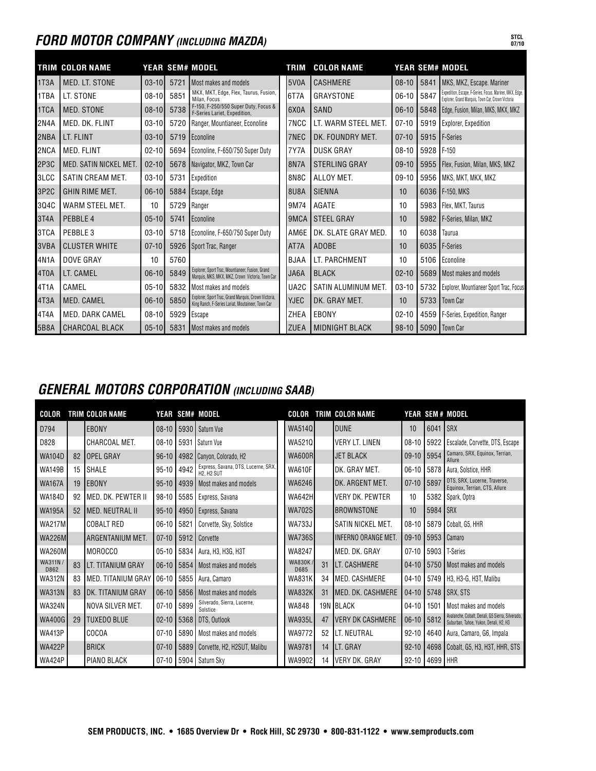## *FORD MOTOR COMPANY (INCLUDING MAZDA)*

| TRIM | COLOR NAME | YEAR | SEM# | MODEL | TRIM | COLOR NAME | YEAR | SEM# | MODEL |
|---|---|---|---|---|---|---|---|---|---|
| 1T3A | MED. LT. STONE | 03-10 | 5721 | Most makes and models | 5V0A | CASHMERE | 08-10 | 5841 | MKS, MKZ, Escape. Mariner |
| 1TBA | LT. STONE | 08-10 | 5851 | MKX, MKT, Edge, Flex, Taurus, Fusion, Milan, Focus | 6T7A | GRAYSTONE | 06-10 | 5847 | Expedition, Escape, F-Series, Focus, Mariner, MKX, Edge, Explorer, Grand Marquis, Town Car, Crown Victoria |
| 1TCA | MED. STONE | 08-10 | 5738 | F-150, F-250/550 Super Duty, Focus & F-Series Lariet, Expedition, | 6X0A | SAND | 06-10 | 5848 | Edge, Fusion, Milan, MKS, MKX, MKZ |
| 2N4A | MED. DK. FLINT | 03-10 | 5720 | Ranger, Mountianeer, Econoline | 7NCC | LT. WARM STEEL MET. | 07-10 | 5919 | Explorer, Expedition |
| 2NBA | LT. FLINT | 03-10 | 5719 | Econoline | 7NEC | DK. FOUNDRY MET. | 07-10 | 5915 | F-Series |
| 2NCA | MED. FLINT | 02-10 | 5694 | Econoline, F-650/750 Super Duty | 7Y7A | DUSK GRAY | 08-10 | 5928 | F-150 |
| 2P3C | MED. SATIN NICKEL MET. | 02-10 | 5678 | Navigator, MKZ, Town Car | 8N7A | STERLING GRAY | 09-10 | 5955 | Flex, Fusion, Milan, MKS, MKZ |
| 3LCC | SATIN CREAM MET. | 03-10 | 5731 | Expedition | 8N8C | ALLOY MET. | 09-10 | 5956 | MKS, MKT, MKX, MKZ |
| 3P2C | GHIN RIME MET. | 06-10 | 5884 | Escape, Edge | 8U8A | SIENNA | 10 | 6036 | F-150, MKS |
| 3Q4C | WARM STEEL MET. | 10 | 5729 | Ranger | 9M74 | AGATE | 10 | 5983 | Flex, MKT, Taurus |
| 3T4A | PEBBLE 4 | 05-10 | 5741 | Econoline | 9MCA | STEEL GRAY | 10 | 5982 | F-Series, Milan, MKZ |
| 3TCA | PEBBLE 3 | 03-10 | 5718 | Econoline, F-650/750 Super Duty | AM6E | DK. SLATE GRAY MED. | 10 | 6038 | Taurua |
| 3VBA | CLUSTER WHITE | 07-10 | 5926 | Sport Trac, Ranger | AT7A | ADOBE | 10 | 6035 | F-Series |
| 4N1A | DOVE GRAY | 10 | 5760 | | BJAA | LT. PARCHMENT | 10 | 5106 | Econoline |
| 4T0A | LT. CAMEL | 06-10 | 5849 | Explorer, Sport Trac, Mountianeer, Fusion, Grand Marquis, MKS, MKX, MKZ, Crown Victoria, Town Car | JA6A | BLACK | 02-10 | 5689 | Most makes and models |
| 4T1A | CAMEL | 05-10 | 5832 | Most makes and models | UA2C | SATIN ALUMINUM MET. | 03-10 | 5732 | Explorer, Mountianeer Sport Trac, Focus |
| 4T3A | MED. CAMEL | 06-10 | 5850 | Explorer, Sport Trac, Grand Marquis, Crown Victoria, King Ranch, F-Series Lariat, Moutaineer, Town Car | YJEC | DK. GRAY MET. | 10 | 5733 | Town Car |
| 4T4A | MED. DARK CAMEL | 08-10 | 5929 | Escape | ZHEA | EBONY | 02-10 | 4559 | F-Series, Expedition, Ranger |
| 5B8A | CHARCOAL BLACK | 05-10 | 5831 | Most makes and models | ZUEA | MIDNIGHT BLACK | 98-10 | 5090 | Town Car |

## *GENERAL MOTORS CORPORATION (INCLUDING SAAB)*

| COLOR | TRIM | COLOR NAME | YEAR | SEM# | MODEL | COLOR | TRIM | COLOR NAME | YEAR | SEM # | MODEL |
|---|---|---|---|---|---|---|---|---|---|---|---|
| D794 | | EBONY | 08-10 | 5930 | Saturn Vue | WA514Q | | DUNE | 10 | 6041 | SRX |
| D828 | | CHARCOAL MET. | 08-10 | 5931 | Saturn Vue | WA521Q | | VERY LT. LINEN | 08-10 | 5922 | Escalade, Corvette, DTS, Escape |
| WA104D | 82 | OPEL GRAY | 96-10 | 4982 | Canyon, Colorado, H2 | WA600R | | JET BLACK | 09-10 | 5954 | Camaro, SRX, Equinox, Terrian, Allure |
| WA149B | 15 | SHALE | 95-10 | 4942 | Express, Savana, DTS, Lucerne, SRX, H2, H2 SUT | WA610F | | DK. GRAY MET. | 06-10 | 5878 | Aura, Solstice, HHR |
| WA167A | 19 | EBONY | 95-10 | 4939 | Most makes and models | WA6246 | | DK. ARGENT MET. | 07-10 | 5897 | DTS, SRX, Lucerne, Traverse, Equinox, Terrian, CTS, Allure |
| WA184D | 92 | MED. DK. PEWTER II | 98-10 | 5585 | Express, Savana | WA642H | | VERY DK. PEWTER | 10 | 5382 | Spark, Optra |
| WA195A | 52 | MED. NEUTRAL II | 95-10 | 4950 | Express, Savana | WA702S | | BROWNSTONE | 10 | 5984 | SRX |
| WA217M | | COBALT RED | 06-10 | 5821 | Corvette, Sky, Solstice | WA733J | | SATIN NICKEL MET. | 08-10 | 5879 | Cobalt, G5, HHR |
| WA226M | | ARGENTANIUM MET. | 07-10 | 5912 | Corvette | WA736S | | INFERNO ORANGE MET. | 09-10 | 5953 | Camaro |
| WA260M | | MOROCCO | 05-10 | 5834 | Aura, H3, H3G, H3T | WA8247 | | MED. DK. GRAY | 07-10 | 5903 | T-Series |
| WA311N / D862 | 83 | LT. TITANIUM GRAY | 06-10 | 5854 | Most makes and models | WA830K / D685 | 31 | LT. CASHMERE | 04-10 | 5750 | Most makes and models |
| WA312N | 83 | MED. TITANIUM GRAY | 06-10 | 5855 | Aura, Camaro | WA831K | 34 | MED. CASHMERE | 04-10 | 5749 | H3, H3-G, H3T, Malibu |
| WA313N | 83 | DK. TITANIUM GRAY | 06-10 | 5856 | Most makes and models | WA832K | 31 | MED. DK. CASHMERE | 04-10 | 5748 | SRX, STS |
| WA324N | | NOVA SILVER MET. | 07-10 | 5899 | Silverado, Sierra, Lucerne, Solstice | WA848 | 19N | BLACK | 04-10 | 1501 | Most makes and models |
| WA400G | 29 | TUXEDO BLUE | 02-10 | 5368 | DTS, Outlook | WA935L | 47 | VERY DK CASHMERE | 06-10 | 5812 | Avalanche, Cobalt, Denali, G5 Sierra, Silverado, Suburban, Tahoe, Yukon, Denali, H2, H3 |
| WA413P | | COCOA | 07-10 | 5890 | Most makes and models | WA9772 | 52 | LT. NEUTRAL | 92-10 | 4640 | Aura, Camaro, G6, Impala |
| WA422P | | BRICK | 07-10 | 5889 | Corvette, H2, H2SUT, Malibu | WA9781 | 14 | LT. GRAY | 92-10 | 4698 | Cobalt, G5, H3, H3T, HHR, STS |
| WA424P | | PIANO BLACK | 07-10 | 5904 | Saturn Sky | WA9902 | 14 | VERY DK. GRAY | 92-10 | 4699 | HHR |

**SEM PRODUCTS, INC. • 1685 Overview Dr • Rock Hill, SC 29730 • 800-831-1122 • www.semproducts.com**